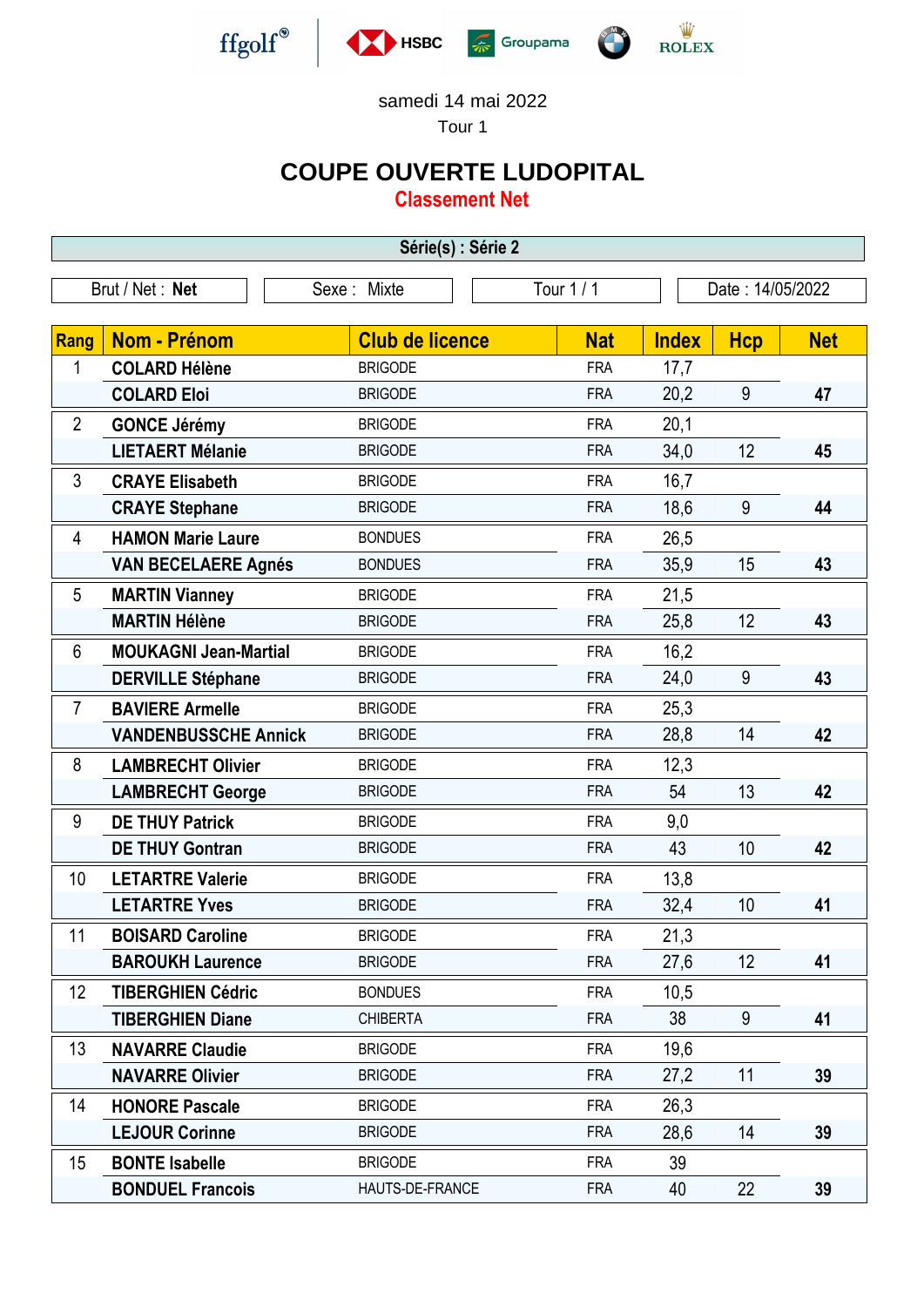ffgolf HSBC Groupama ROLEX

samedi 14 mai 2022

Tour 1

# COUPE OUVERTE LUDOPITAL

## Classement Net

**Série(s) : Série 2**

| Brut / Net : **Net** | Sexe : Mixte | Tour 1 / 1 | Date : 14/05/2022 |
|---|---|---|---|

| Rang | Nom - Prénom | Club de licence | Nat | Index | Hcp | Net |
|---|---|---|---|---|---|---|
| 1 | **COLARD Hélène** | BRIGODE | FRA | 17,7 | | |
| | **COLARD Eloi** | BRIGODE | FRA | 20,2 | 9 | **47** |
| 2 | **GONCE Jérémy** | BRIGODE | FRA | 20,1 | | |
| | **LIETAERT Mélanie** | BRIGODE | FRA | 34,0 | 12 | **45** |
| 3 | **CRAYE Elisabeth** | BRIGODE | FRA | 16,7 | | |
| | **CRAYE Stephane** | BRIGODE | FRA | 18,6 | 9 | **44** |
| 4 | **HAMON Marie Laure** | BONDUES | FRA | 26,5 | | |
| | **VAN BECELAERE Agnés** | BONDUES | FRA | 35,9 | 15 | **43** |
| 5 | **MARTIN Vianney** | BRIGODE | FRA | 21,5 | | |
| | **MARTIN Hélène** | BRIGODE | FRA | 25,8 | 12 | **43** |
| 6 | **MOUKAGNI Jean-Martial** | BRIGODE | FRA | 16,2 | | |
| | **DERVILLE Stéphane** | BRIGODE | FRA | 24,0 | 9 | **43** |
| 7 | **BAVIERE Armelle** | BRIGODE | FRA | 25,3 | | |
| | **VANDENBUSSCHE Annick** | BRIGODE | FRA | 28,8 | 14 | **42** |
| 8 | **LAMBRECHT Olivier** | BRIGODE | FRA | 12,3 | | |
| | **LAMBRECHT George** | BRIGODE | FRA | 54 | 13 | **42** |
| 9 | **DE THUY Patrick** | BRIGODE | FRA | 9,0 | | |
| | **DE THUY Gontran** | BRIGODE | FRA | 43 | 10 | **42** |
| 10 | **LETARTRE Valerie** | BRIGODE | FRA | 13,8 | | |
| | **LETARTRE Yves** | BRIGODE | FRA | 32,4 | 10 | **41** |
| 11 | **BOISARD Caroline** | BRIGODE | FRA | 21,3 | | |
| | **BAROUKH Laurence** | BRIGODE | FRA | 27,6 | 12 | **41** |
| 12 | **TIBERGHIEN Cédric** | BONDUES | FRA | 10,5 | | |
| | **TIBERGHIEN Diane** | CHIBERTA | FRA | 38 | 9 | **41** |
| 13 | **NAVARRE Claudie** | BRIGODE | FRA | 19,6 | | |
| | **NAVARRE Olivier** | BRIGODE | FRA | 27,2 | 11 | **39** |
| 14 | **HONORE Pascale** | BRIGODE | FRA | 26,3 | | |
| | **LEJOUR Corinne** | BRIGODE | FRA | 28,6 | 14 | **39** |
| 15 | **BONTE Isabelle** | BRIGODE | FRA | 39 | | |
| | **BONDUEL Francois** | HAUTS-DE-FRANCE | FRA | 40 | 22 | **39** |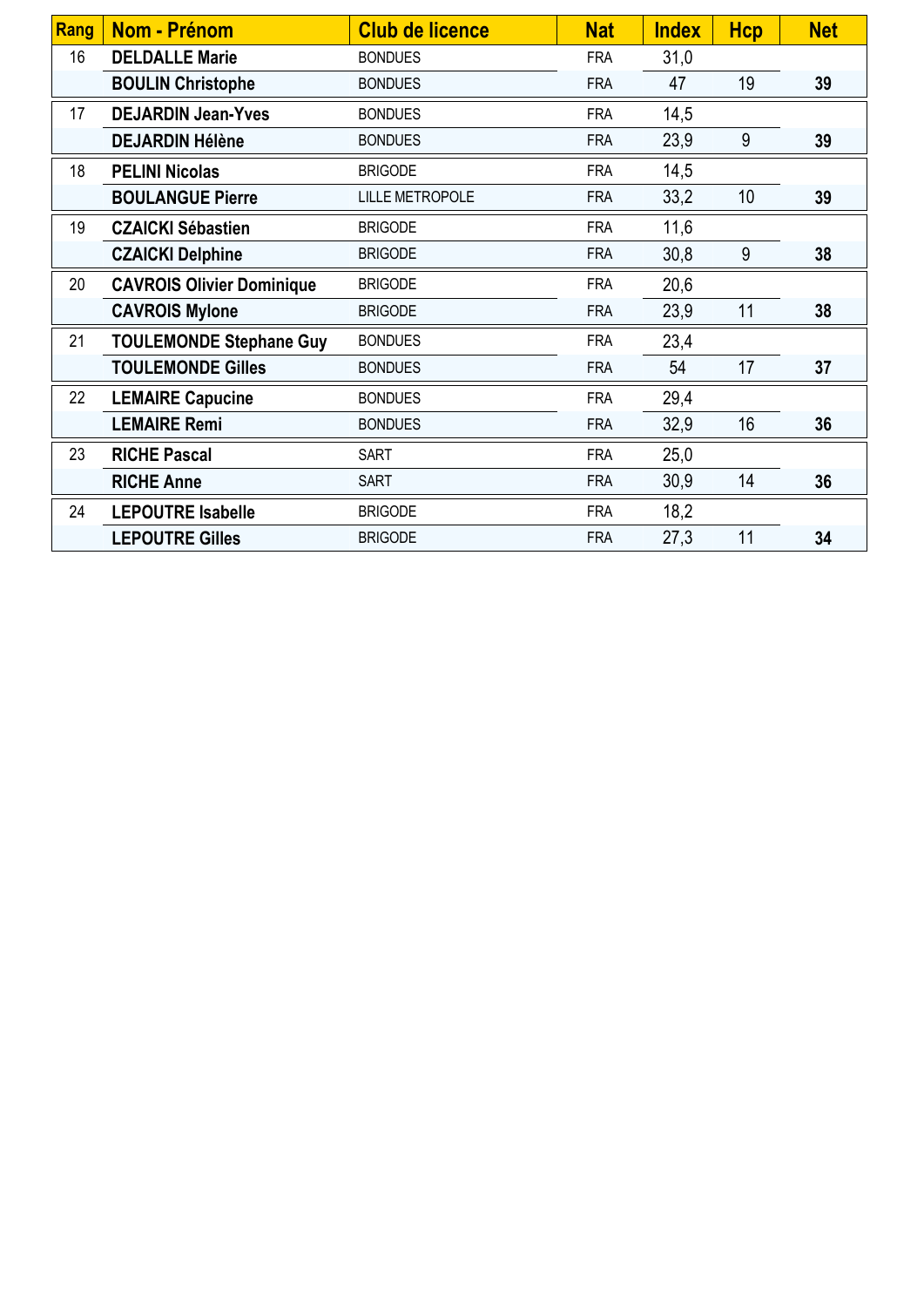| Rang | Nom - Prénom | Club de licence | Nat | Index | Hcp | Net |
|---|---|---|---|---|---|---|
| 16 | **DELDALLE Marie** | BONDUES | FRA | 31,0 | | |
| | **BOULIN Christophe** | BONDUES | FRA | 47 | 19 | **39** |
| 17 | **DEJARDIN Jean-Yves** | BONDUES | FRA | 14,5 | | |
| | **DEJARDIN Hélène** | BONDUES | FRA | 23,9 | 9 | **39** |
| 18 | **PELINI Nicolas** | BRIGODE | FRA | 14,5 | | |
| | **BOULANGUE Pierre** | LILLE METROPOLE | FRA | 33,2 | 10 | **39** |
| 19 | **CZAICKI Sébastien** | BRIGODE | FRA | 11,6 | | |
| | **CZAICKI Delphine** | BRIGODE | FRA | 30,8 | 9 | **38** |
| 20 | **CAVROIS Olivier Dominique** | BRIGODE | FRA | 20,6 | | |
| | **CAVROIS Mylone** | BRIGODE | FRA | 23,9 | 11 | **38** |
| 21 | **TOULEMONDE Stephane Guy** | BONDUES | FRA | 23,4 | | |
| | **TOULEMONDE Gilles** | BONDUES | FRA | 54 | 17 | **37** |
| 22 | **LEMAIRE Capucine** | BONDUES | FRA | 29,4 | | |
| | **LEMAIRE Remi** | BONDUES | FRA | 32,9 | 16 | **36** |
| 23 | **RICHE Pascal** | SART | FRA | 25,0 | | |
| | **RICHE Anne** | SART | FRA | 30,9 | 14 | **36** |
| 24 | **LEPOUTRE Isabelle** | BRIGODE | FRA | 18,2 | | |
| | **LEPOUTRE Gilles** | BRIGODE | FRA | 27,3 | 11 | **34** |